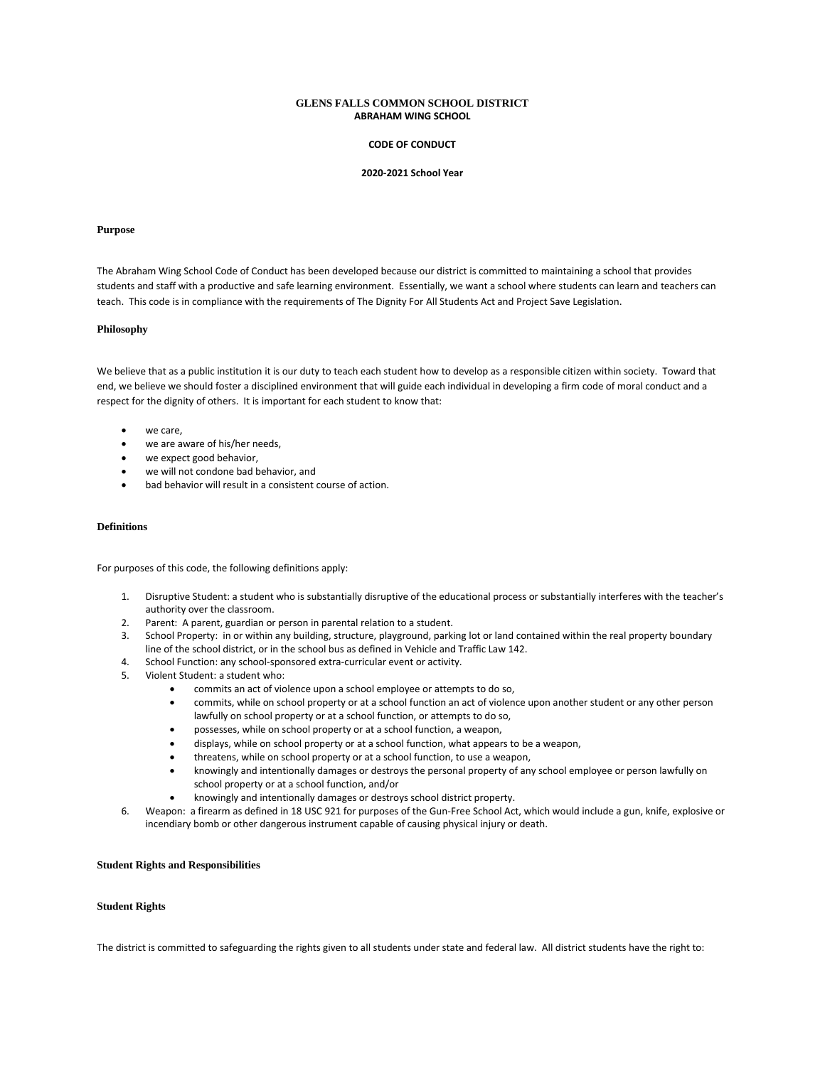# GLENS FALLS COMMON SCHOOL DISTRICT
## ABRAHAM WING SCHOOL

**CODE OF CONDUCT**

**2020-2021 School Year**

### Purpose

The Abraham Wing School Code of Conduct has been developed because our district is committed to maintaining a school that provides students and staff with a productive and safe learning environment. Essentially, we want a school where students can learn and teachers can teach. This code is in compliance with the requirements of The Dignity For All Students Act and Project Save Legislation.

### Philosophy

We believe that as a public institution it is our duty to teach each student how to develop as a responsible citizen within society. Toward that end, we believe we should foster a disciplined environment that will guide each individual in developing a firm code of moral conduct and a respect for the dignity of others. It is important for each student to know that:

- we care,
- we are aware of his/her needs,
- we expect good behavior,
- we will not condone bad behavior, and
- bad behavior will result in a consistent course of action.

### Definitions

For purposes of this code, the following definitions apply:

1. Disruptive Student: a student who is substantially disruptive of the educational process or substantially interferes with the teacher's authority over the classroom.
2. Parent: A parent, guardian or person in parental relation to a student.
3. School Property: in or within any building, structure, playground, parking lot or land contained within the real property boundary line of the school district, or in the school bus as defined in Vehicle and Traffic Law 142.
4. School Function: any school-sponsored extra-curricular event or activity.
5. Violent Student: a student who:
   - commits an act of violence upon a school employee or attempts to do so,
   - commits, while on school property or at a school function an act of violence upon another student or any other person lawfully on school property or at a school function, or attempts to do so,
   - possesses, while on school property or at a school function, a weapon,
   - displays, while on school property or at a school function, what appears to be a weapon,
   - threatens, while on school property or at a school function, to use a weapon,
   - knowingly and intentionally damages or destroys the personal property of any school employee or person lawfully on school property or at a school function, and/or
   - knowingly and intentionally damages or destroys school district property.
6. Weapon: a firearm as defined in 18 USC 921 for purposes of the Gun-Free School Act, which would include a gun, knife, explosive or incendiary bomb or other dangerous instrument capable of causing physical injury or death.

### Student Rights and Responsibilities

#### Student Rights

The district is committed to safeguarding the rights given to all students under state and federal law. All district students have the right to: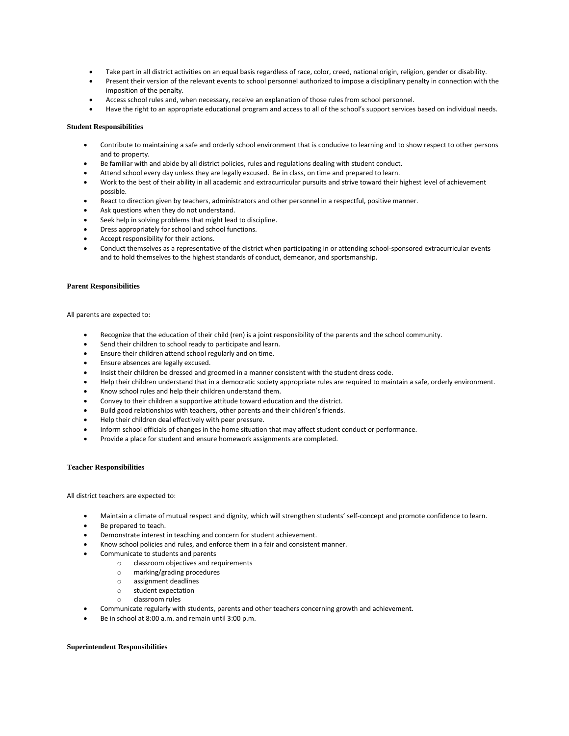- Take part in all district activities on an equal basis regardless of race, color, creed, national origin, religion, gender or disability.
- Present their version of the relevant events to school personnel authorized to impose a disciplinary penalty in connection with the imposition of the penalty.
- Access school rules and, when necessary, receive an explanation of those rules from school personnel.
- Have the right to an appropriate educational program and access to all of the school's support services based on individual needs.

**Student Responsibilities**

- Contribute to maintaining a safe and orderly school environment that is conducive to learning and to show respect to other persons and to property.
- Be familiar with and abide by all district policies, rules and regulations dealing with student conduct.
- Attend school every day unless they are legally excused. Be in class, on time and prepared to learn.
- Work to the best of their ability in all academic and extracurricular pursuits and strive toward their highest level of achievement possible.
- React to direction given by teachers, administrators and other personnel in a respectful, positive manner.
- Ask questions when they do not understand.
- Seek help in solving problems that might lead to discipline.
- Dress appropriately for school and school functions.
- Accept responsibility for their actions.
- Conduct themselves as a representative of the district when participating in or attending school-sponsored extracurricular events and to hold themselves to the highest standards of conduct, demeanor, and sportsmanship.

**Parent Responsibilities**

All parents are expected to:

- Recognize that the education of their child (ren) is a joint responsibility of the parents and the school community.
- Send their children to school ready to participate and learn.
- Ensure their children attend school regularly and on time.
- Ensure absences are legally excused.
- Insist their children be dressed and groomed in a manner consistent with the student dress code.
- Help their children understand that in a democratic society appropriate rules are required to maintain a safe, orderly environment.
- Know school rules and help their children understand them.
- Convey to their children a supportive attitude toward education and the district.
- Build good relationships with teachers, other parents and their children's friends.
- Help their children deal effectively with peer pressure.
- Inform school officials of changes in the home situation that may affect student conduct or performance.
- Provide a place for student and ensure homework assignments are completed.

**Teacher Responsibilities**

All district teachers are expected to:

- Maintain a climate of mutual respect and dignity, which will strengthen students' self-concept and promote confidence to learn.
- Be prepared to teach.
- Demonstrate interest in teaching and concern for student achievement.
- Know school policies and rules, and enforce them in a fair and consistent manner.
- Communicate to students and parents
    - classroom objectives and requirements
    - marking/grading procedures
    - assignment deadlines
    - student expectation
    - classroom rules
- Communicate regularly with students, parents and other teachers concerning growth and achievement.
- Be in school at 8:00 a.m. and remain until 3:00 p.m.

**Superintendent Responsibilities**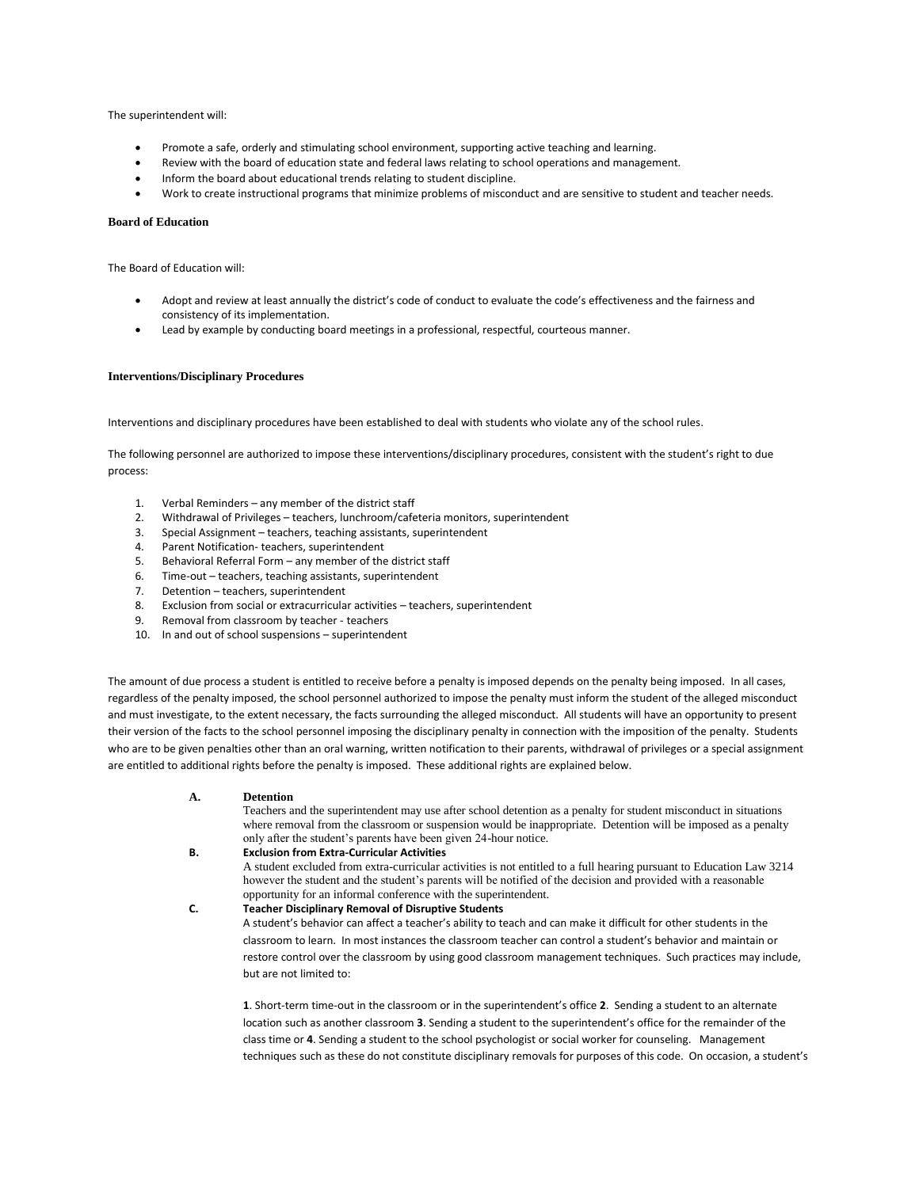The superintendent will:

- Promote a safe, orderly and stimulating school environment, supporting active teaching and learning.
- Review with the board of education state and federal laws relating to school operations and management.
- Inform the board about educational trends relating to student discipline.
- Work to create instructional programs that minimize problems of misconduct and are sensitive to student and teacher needs.

**Board of Education**

The Board of Education will:

- Adopt and review at least annually the district's code of conduct to evaluate the code's effectiveness and the fairness and consistency of its implementation.
- Lead by example by conducting board meetings in a professional, respectful, courteous manner.

**Interventions/Disciplinary Procedures**

Interventions and disciplinary procedures have been established to deal with students who violate any of the school rules.

The following personnel are authorized to impose these interventions/disciplinary procedures, consistent with the student's right to due process:

1. Verbal Reminders – any member of the district staff
2. Withdrawal of Privileges – teachers, lunchroom/cafeteria monitors, superintendent
3. Special Assignment – teachers, teaching assistants, superintendent
4. Parent Notification- teachers, superintendent
5. Behavioral Referral Form – any member of the district staff
6. Time-out – teachers, teaching assistants, superintendent
7. Detention – teachers, superintendent
8. Exclusion from social or extracurricular activities – teachers, superintendent
9. Removal from classroom by teacher - teachers
10. In and out of school suspensions – superintendent

The amount of due process a student is entitled to receive before a penalty is imposed depends on the penalty being imposed. In all cases, regardless of the penalty imposed, the school personnel authorized to impose the penalty must inform the student of the alleged misconduct and must investigate, to the extent necessary, the facts surrounding the alleged misconduct. All students will have an opportunity to present their version of the facts to the school personnel imposing the disciplinary penalty in connection with the imposition of the penalty. Students who are to be given penalties other than an oral warning, written notification to their parents, withdrawal of privileges or a special assignment are entitled to additional rights before the penalty is imposed. These additional rights are explained below.

**A. Detention**

Teachers and the superintendent may use after school detention as a penalty for student misconduct in situations where removal from the classroom or suspension would be inappropriate. Detention will be imposed as a penalty only after the student's parents have been given 24-hour notice.

**B. Exclusion from Extra-Curricular Activities**

A student excluded from extra-curricular activities is not entitled to a full hearing pursuant to Education Law 3214 however the student and the student's parents will be notified of the decision and provided with a reasonable opportunity for an informal conference with the superintendent.

**C. Teacher Disciplinary Removal of Disruptive Students**

A student's behavior can affect a teacher's ability to teach and can make it difficult for other students in the classroom to learn. In most instances the classroom teacher can control a student's behavior and maintain or restore control over the classroom by using good classroom management techniques. Such practices may include, but are not limited to:

**1**. Short-term time-out in the classroom or in the superintendent's office **2**. Sending a student to an alternate location such as another classroom **3**. Sending a student to the superintendent's office for the remainder of the class time or **4**. Sending a student to the school psychologist or social worker for counseling. Management techniques such as these do not constitute disciplinary removals for purposes of this code. On occasion, a student's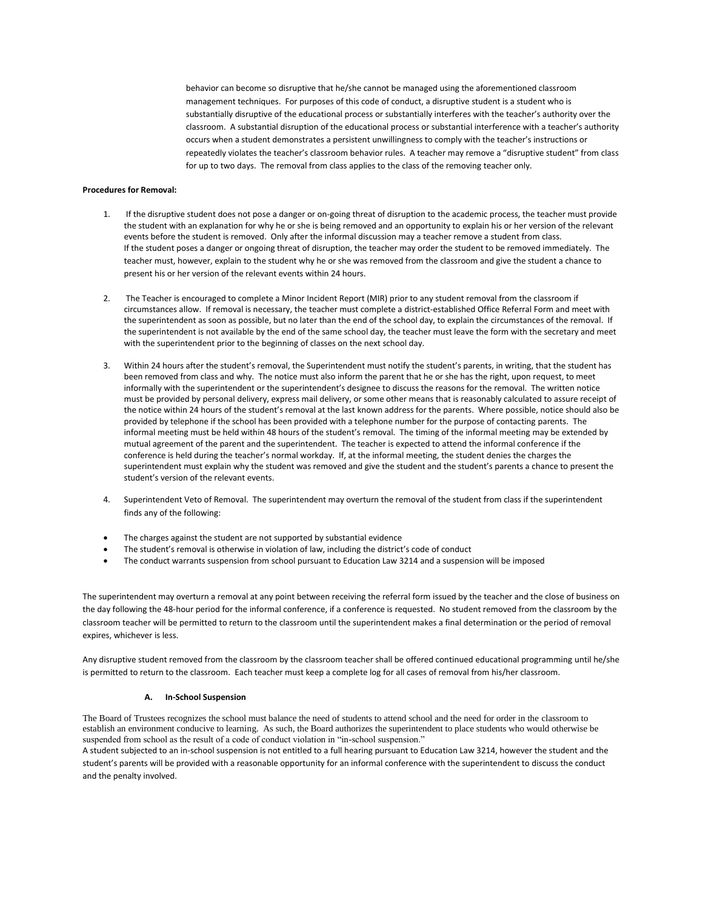behavior can become so disruptive that he/she cannot be managed using the aforementioned classroom management techniques. For purposes of this code of conduct, a disruptive student is a student who is substantially disruptive of the educational process or substantially interferes with the teacher's authority over the classroom. A substantial disruption of the educational process or substantial interference with a teacher's authority occurs when a student demonstrates a persistent unwillingness to comply with the teacher's instructions or repeatedly violates the teacher's classroom behavior rules. A teacher may remove a "disruptive student" from class for up to two days. The removal from class applies to the class of the removing teacher only.

**Procedures for Removal:**

1. If the disruptive student does not pose a danger or on-going threat of disruption to the academic process, the teacher must provide the student with an explanation for why he or she is being removed and an opportunity to explain his or her version of the relevant events before the student is removed. Only after the informal discussion may a teacher remove a student from class. If the student poses a danger or ongoing threat of disruption, the teacher may order the student to be removed immediately. The teacher must, however, explain to the student why he or she was removed from the classroom and give the student a chance to present his or her version of the relevant events within 24 hours.

2. The Teacher is encouraged to complete a Minor Incident Report (MIR) prior to any student removal from the classroom if circumstances allow. If removal is necessary, the teacher must complete a district-established Office Referral Form and meet with the superintendent as soon as possible, but no later than the end of the school day, to explain the circumstances of the removal. If the superintendent is not available by the end of the same school day, the teacher must leave the form with the secretary and meet with the superintendent prior to the beginning of classes on the next school day.

3. Within 24 hours after the student's removal, the Superintendent must notify the student's parents, in writing, that the student has been removed from class and why. The notice must also inform the parent that he or she has the right, upon request, to meet informally with the superintendent or the superintendent's designee to discuss the reasons for the removal. The written notice must be provided by personal delivery, express mail delivery, or some other means that is reasonably calculated to assure receipt of the notice within 24 hours of the student's removal at the last known address for the parents. Where possible, notice should also be provided by telephone if the school has been provided with a telephone number for the purpose of contacting parents. The informal meeting must be held within 48 hours of the student's removal. The timing of the informal meeting may be extended by mutual agreement of the parent and the superintendent. The teacher is expected to attend the informal conference if the conference is held during the teacher's normal workday. If, at the informal meeting, the student denies the charges the superintendent must explain why the student was removed and give the student and the student's parents a chance to present the student's version of the relevant events.

4. Superintendent Veto of Removal. The superintendent may overturn the removal of the student from class if the superintendent finds any of the following:

- The charges against the student are not supported by substantial evidence
- The student's removal is otherwise in violation of law, including the district's code of conduct
- The conduct warrants suspension from school pursuant to Education Law 3214 and a suspension will be imposed

The superintendent may overturn a removal at any point between receiving the referral form issued by the teacher and the close of business on the day following the 48-hour period for the informal conference, if a conference is requested. No student removed from the classroom by the classroom teacher will be permitted to return to the classroom until the superintendent makes a final determination or the period of removal expires, whichever is less.

Any disruptive student removed from the classroom by the classroom teacher shall be offered continued educational programming until he/she is permitted to return to the classroom. Each teacher must keep a complete log for all cases of removal from his/her classroom.

#### A. In-School Suspension

The Board of Trustees recognizes the school must balance the need of students to attend school and the need for order in the classroom to establish an environment conducive to learning. As such, the Board authorizes the superintendent to place students who would otherwise be suspended from school as the result of a code of conduct violation in "in-school suspension."

A student subjected to an in-school suspension is not entitled to a full hearing pursuant to Education Law 3214, however the student and the student's parents will be provided with a reasonable opportunity for an informal conference with the superintendent to discuss the conduct and the penalty involved.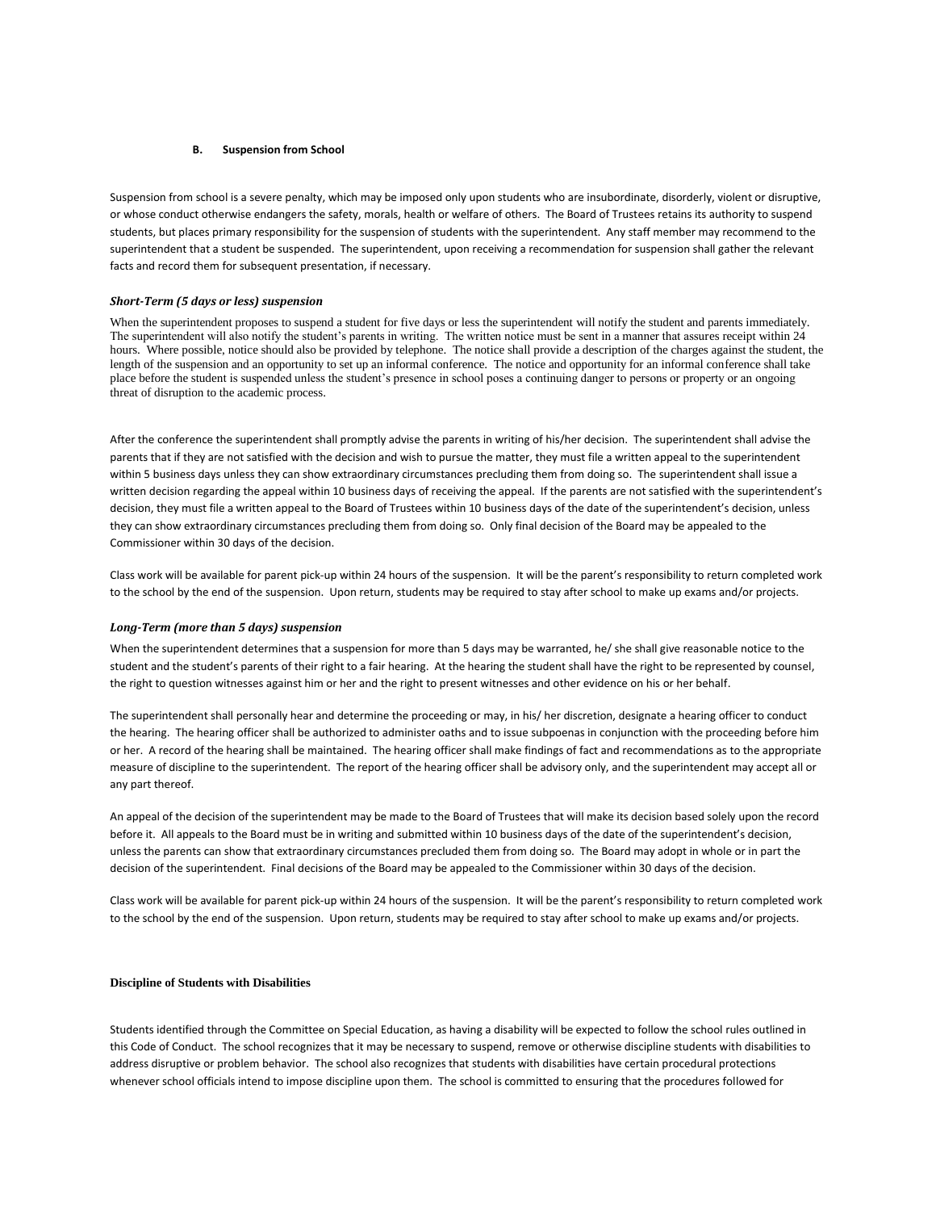### B. Suspension from School

Suspension from school is a severe penalty, which may be imposed only upon students who are insubordinate, disorderly, violent or disruptive, or whose conduct otherwise endangers the safety, morals, health or welfare of others. The Board of Trustees retains its authority to suspend students, but places primary responsibility for the suspension of students with the superintendent. Any staff member may recommend to the superintendent that a student be suspended. The superintendent, upon receiving a recommendation for suspension shall gather the relevant facts and record them for subsequent presentation, if necessary.

#### *Short-Term (5 days or less) suspension*

When the superintendent proposes to suspend a student for five days or less the superintendent will notify the student and parents immediately. The superintendent will also notify the student's parents in writing. The written notice must be sent in a manner that assures receipt within 24 hours. Where possible, notice should also be provided by telephone. The notice shall provide a description of the charges against the student, the length of the suspension and an opportunity to set up an informal conference. The notice and opportunity for an informal conference shall take place before the student is suspended unless the student's presence in school poses a continuing danger to persons or property or an ongoing threat of disruption to the academic process.

After the conference the superintendent shall promptly advise the parents in writing of his/her decision. The superintendent shall advise the parents that if they are not satisfied with the decision and wish to pursue the matter, they must file a written appeal to the superintendent within 5 business days unless they can show extraordinary circumstances precluding them from doing so. The superintendent shall issue a written decision regarding the appeal within 10 business days of receiving the appeal. If the parents are not satisfied with the superintendent's decision, they must file a written appeal to the Board of Trustees within 10 business days of the date of the superintendent's decision, unless they can show extraordinary circumstances precluding them from doing so. Only final decision of the Board may be appealed to the Commissioner within 30 days of the decision.

Class work will be available for parent pick-up within 24 hours of the suspension. It will be the parent's responsibility to return completed work to the school by the end of the suspension. Upon return, students may be required to stay after school to make up exams and/or projects.

#### *Long-Term (more than 5 days) suspension*

When the superintendent determines that a suspension for more than 5 days may be warranted, he/ she shall give reasonable notice to the student and the student's parents of their right to a fair hearing. At the hearing the student shall have the right to be represented by counsel, the right to question witnesses against him or her and the right to present witnesses and other evidence on his or her behalf.

The superintendent shall personally hear and determine the proceeding or may, in his/ her discretion, designate a hearing officer to conduct the hearing. The hearing officer shall be authorized to administer oaths and to issue subpoenas in conjunction with the proceeding before him or her. A record of the hearing shall be maintained. The hearing officer shall make findings of fact and recommendations as to the appropriate measure of discipline to the superintendent. The report of the hearing officer shall be advisory only, and the superintendent may accept all or any part thereof.

An appeal of the decision of the superintendent may be made to the Board of Trustees that will make its decision based solely upon the record before it. All appeals to the Board must be in writing and submitted within 10 business days of the date of the superintendent's decision, unless the parents can show that extraordinary circumstances precluded them from doing so. The Board may adopt in whole or in part the decision of the superintendent. Final decisions of the Board may be appealed to the Commissioner within 30 days of the decision.

Class work will be available for parent pick-up within 24 hours of the suspension. It will be the parent's responsibility to return completed work to the school by the end of the suspension. Upon return, students may be required to stay after school to make up exams and/or projects.

### Discipline of Students with Disabilities

Students identified through the Committee on Special Education, as having a disability will be expected to follow the school rules outlined in this Code of Conduct. The school recognizes that it may be necessary to suspend, remove or otherwise discipline students with disabilities to address disruptive or problem behavior. The school also recognizes that students with disabilities have certain procedural protections whenever school officials intend to impose discipline upon them. The school is committed to ensuring that the procedures followed for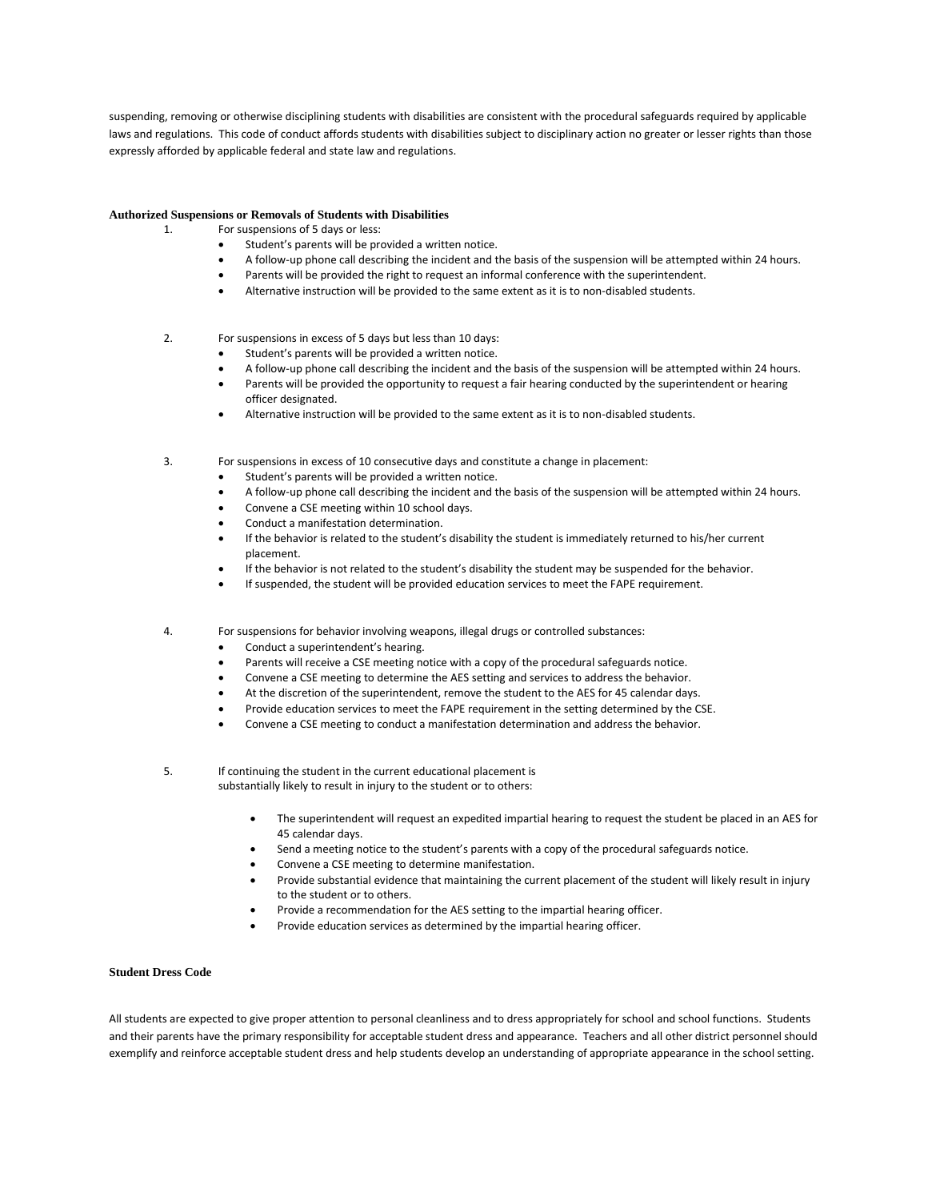suspending, removing or otherwise disciplining students with disabilities are consistent with the procedural safeguards required by applicable laws and regulations. This code of conduct affords students with disabilities subject to disciplinary action no greater or lesser rights than those expressly afforded by applicable federal and state law and regulations.

**Authorized Suspensions or Removals of Students with Disabilities**

1. For suspensions of 5 days or less:
   - Student's parents will be provided a written notice.
   - A follow-up phone call describing the incident and the basis of the suspension will be attempted within 24 hours.
   - Parents will be provided the right to request an informal conference with the superintendent.
   - Alternative instruction will be provided to the same extent as it is to non-disabled students.

2. For suspensions in excess of 5 days but less than 10 days:
   - Student's parents will be provided a written notice.
   - A follow-up phone call describing the incident and the basis of the suspension will be attempted within 24 hours.
   - Parents will be provided the opportunity to request a fair hearing conducted by the superintendent or hearing officer designated.
   - Alternative instruction will be provided to the same extent as it is to non-disabled students.

3. For suspensions in excess of 10 consecutive days and constitute a change in placement:
   - Student's parents will be provided a written notice.
   - A follow-up phone call describing the incident and the basis of the suspension will be attempted within 24 hours.
   - Convene a CSE meeting within 10 school days.
   - Conduct a manifestation determination.
   - If the behavior is related to the student's disability the student is immediately returned to his/her current placement.
   - If the behavior is not related to the student's disability the student may be suspended for the behavior.
   - If suspended, the student will be provided education services to meet the FAPE requirement.

4. For suspensions for behavior involving weapons, illegal drugs or controlled substances:
   - Conduct a superintendent's hearing.
   - Parents will receive a CSE meeting notice with a copy of the procedural safeguards notice.
   - Convene a CSE meeting to determine the AES setting and services to address the behavior.
   - At the discretion of the superintendent, remove the student to the AES for 45 calendar days.
   - Provide education services to meet the FAPE requirement in the setting determined by the CSE.
   - Convene a CSE meeting to conduct a manifestation determination and address the behavior.

5. If continuing the student in the current educational placement is substantially likely to result in injury to the student or to others:
   - The superintendent will request an expedited impartial hearing to request the student be placed in an AES for 45 calendar days.
   - Send a meeting notice to the student's parents with a copy of the procedural safeguards notice.
   - Convene a CSE meeting to determine manifestation.
   - Provide substantial evidence that maintaining the current placement of the student will likely result in injury to the student or to others.
   - Provide a recommendation for the AES setting to the impartial hearing officer.
   - Provide education services as determined by the impartial hearing officer.

**Student Dress Code**

All students are expected to give proper attention to personal cleanliness and to dress appropriately for school and school functions. Students and their parents have the primary responsibility for acceptable student dress and appearance. Teachers and all other district personnel should exemplify and reinforce acceptable student dress and help students develop an understanding of appropriate appearance in the school setting.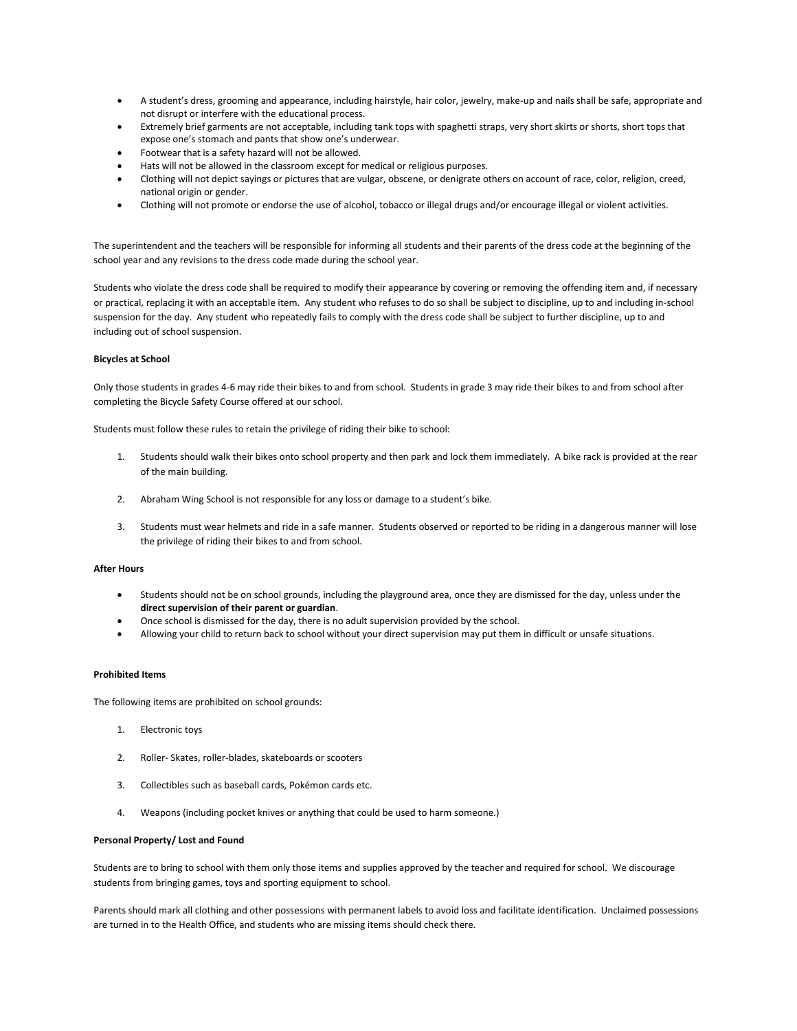- A student's dress, grooming and appearance, including hairstyle, hair color, jewelry, make-up and nails shall be safe, appropriate and not disrupt or interfere with the educational process.
- Extremely brief garments are not acceptable, including tank tops with spaghetti straps, very short skirts or shorts, short tops that expose one's stomach and pants that show one's underwear.
- Footwear that is a safety hazard will not be allowed.
- Hats will not be allowed in the classroom except for medical or religious purposes.
- Clothing will not depict sayings or pictures that are vulgar, obscene, or denigrate others on account of race, color, religion, creed, national origin or gender.
- Clothing will not promote or endorse the use of alcohol, tobacco or illegal drugs and/or encourage illegal or violent activities.

The superintendent and the teachers will be responsible for informing all students and their parents of the dress code at the beginning of the school year and any revisions to the dress code made during the school year.

Students who violate the dress code shall be required to modify their appearance by covering or removing the offending item and, if necessary or practical, replacing it with an acceptable item. Any student who refuses to do so shall be subject to discipline, up to and including in-school suspension for the day. Any student who repeatedly fails to comply with the dress code shall be subject to further discipline, up to and including out of school suspension.

**Bicycles at School**

Only those students in grades 4-6 may ride their bikes to and from school. Students in grade 3 may ride their bikes to and from school after completing the Bicycle Safety Course offered at our school.

Students must follow these rules to retain the privilege of riding their bike to school:

1. Students should walk their bikes onto school property and then park and lock them immediately. A bike rack is provided at the rear of the main building.

2. Abraham Wing School is not responsible for any loss or damage to a student's bike.

3. Students must wear helmets and ride in a safe manner. Students observed or reported to be riding in a dangerous manner will lose the privilege of riding their bikes to and from school.

**After Hours**

- Students should not be on school grounds, including the playground area, once they are dismissed for the day, unless under the **direct supervision of their parent or guardian**.
- Once school is dismissed for the day, there is no adult supervision provided by the school.
- Allowing your child to return back to school without your direct supervision may put them in difficult or unsafe situations.

**Prohibited Items**

The following items are prohibited on school grounds:

1. Electronic toys

2. Roller- Skates, roller-blades, skateboards or scooters

3. Collectibles such as baseball cards, Pokémon cards etc.

4. Weapons (including pocket knives or anything that could be used to harm someone.)

**Personal Property/ Lost and Found**

Students are to bring to school with them only those items and supplies approved by the teacher and required for school. We discourage students from bringing games, toys and sporting equipment to school.

Parents should mark all clothing and other possessions with permanent labels to avoid loss and facilitate identification. Unclaimed possessions are turned in to the Health Office, and students who are missing items should check there.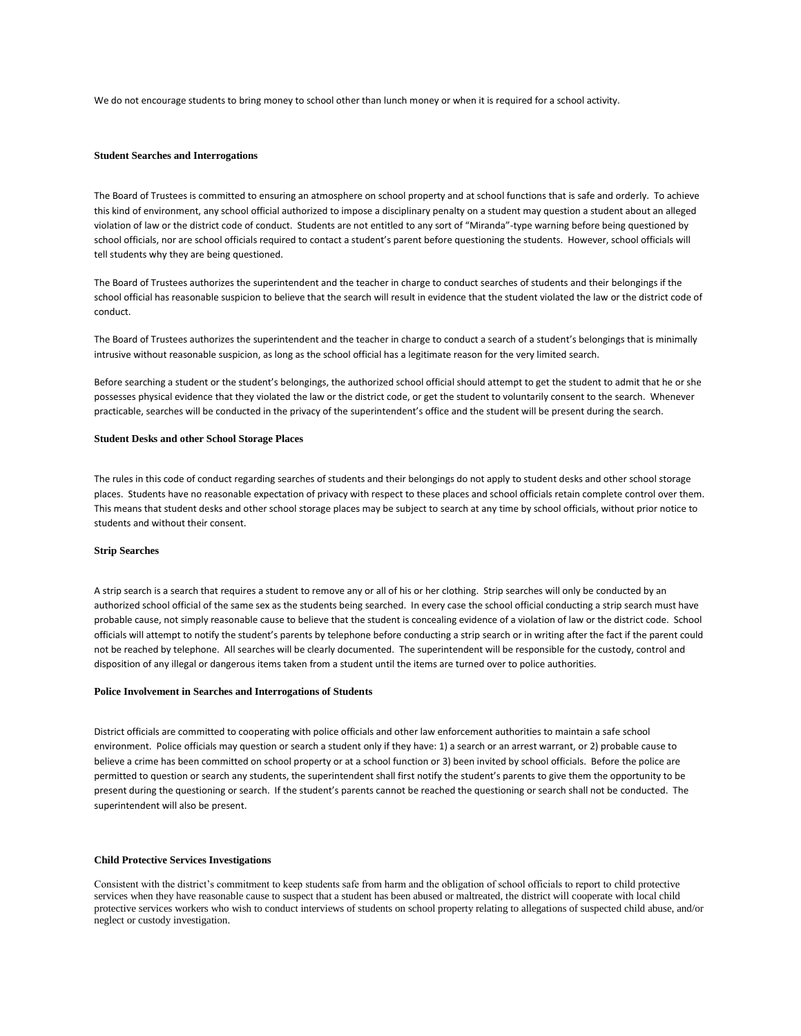We do not encourage students to bring money to school other than lunch money or when it is required for a school activity.

### Student Searches and Interrogations

The Board of Trustees is committed to ensuring an atmosphere on school property and at school functions that is safe and orderly. To achieve this kind of environment, any school official authorized to impose a disciplinary penalty on a student may question a student about an alleged violation of law or the district code of conduct. Students are not entitled to any sort of "Miranda"-type warning before being questioned by school officials, nor are school officials required to contact a student's parent before questioning the students. However, school officials will tell students why they are being questioned.

The Board of Trustees authorizes the superintendent and the teacher in charge to conduct searches of students and their belongings if the school official has reasonable suspicion to believe that the search will result in evidence that the student violated the law or the district code of conduct.

The Board of Trustees authorizes the superintendent and the teacher in charge to conduct a search of a student's belongings that is minimally intrusive without reasonable suspicion, as long as the school official has a legitimate reason for the very limited search.

Before searching a student or the student's belongings, the authorized school official should attempt to get the student to admit that he or she possesses physical evidence that they violated the law or the district code, or get the student to voluntarily consent to the search. Whenever practicable, searches will be conducted in the privacy of the superintendent's office and the student will be present during the search.

### Student Desks and other School Storage Places

The rules in this code of conduct regarding searches of students and their belongings do not apply to student desks and other school storage places. Students have no reasonable expectation of privacy with respect to these places and school officials retain complete control over them. This means that student desks and other school storage places may be subject to search at any time by school officials, without prior notice to students and without their consent.

### Strip Searches

A strip search is a search that requires a student to remove any or all of his or her clothing. Strip searches will only be conducted by an authorized school official of the same sex as the students being searched. In every case the school official conducting a strip search must have probable cause, not simply reasonable cause to believe that the student is concealing evidence of a violation of law or the district code. School officials will attempt to notify the student's parents by telephone before conducting a strip search or in writing after the fact if the parent could not be reached by telephone. All searches will be clearly documented. The superintendent will be responsible for the custody, control and disposition of any illegal or dangerous items taken from a student until the items are turned over to police authorities.

### Police Involvement in Searches and Interrogations of Students

District officials are committed to cooperating with police officials and other law enforcement authorities to maintain a safe school environment. Police officials may question or search a student only if they have: 1) a search or an arrest warrant, or 2) probable cause to believe a crime has been committed on school property or at a school function or 3) been invited by school officials. Before the police are permitted to question or search any students, the superintendent shall first notify the student's parents to give them the opportunity to be present during the questioning or search. If the student's parents cannot be reached the questioning or search shall not be conducted. The superintendent will also be present.

### Child Protective Services Investigations

Consistent with the district's commitment to keep students safe from harm and the obligation of school officials to report to child protective services when they have reasonable cause to suspect that a student has been abused or maltreated, the district will cooperate with local child protective services workers who wish to conduct interviews of students on school property relating to allegations of suspected child abuse, and/or neglect or custody investigation.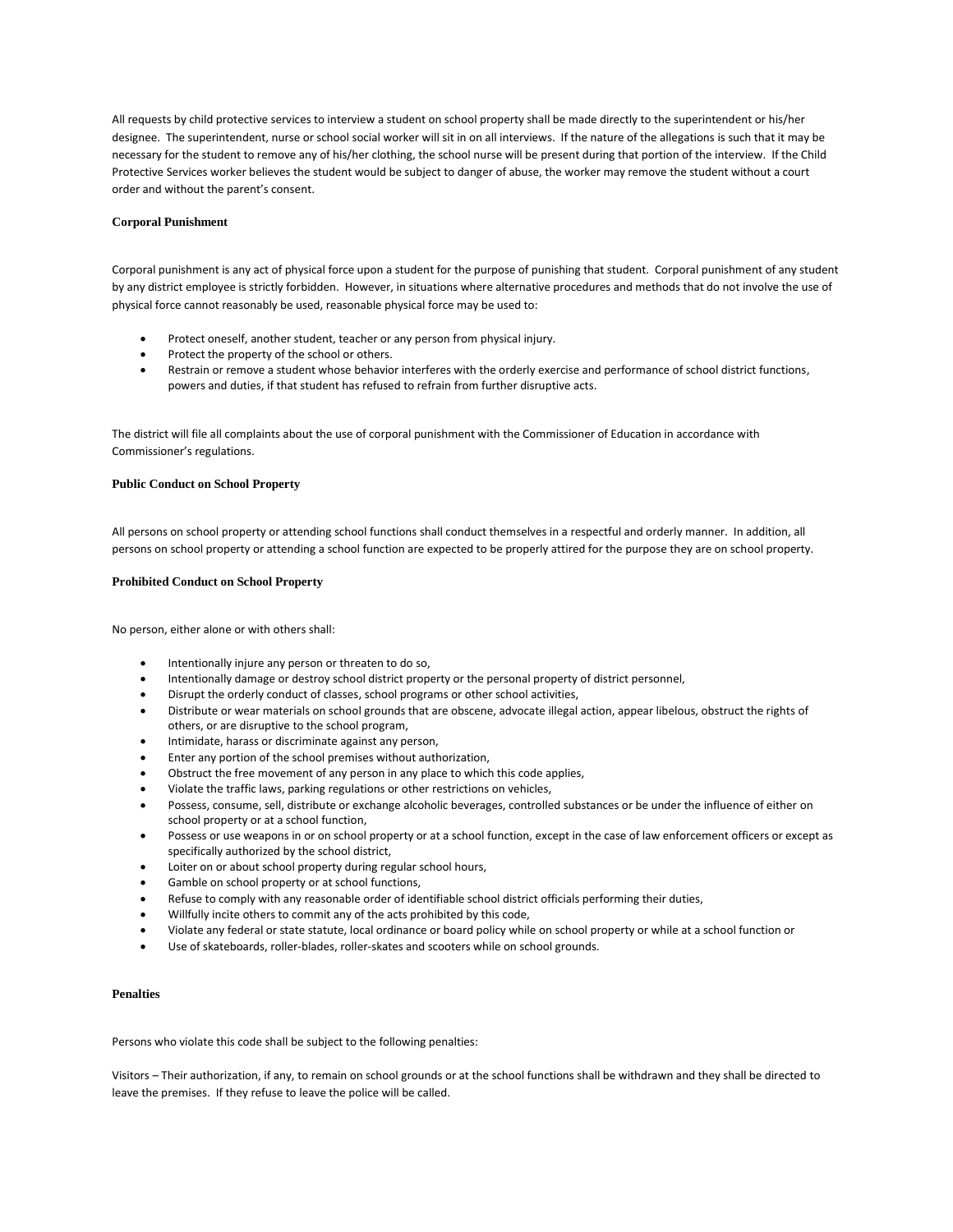All requests by child protective services to interview a student on school property shall be made directly to the superintendent or his/her designee. The superintendent, nurse or school social worker will sit in on all interviews. If the nature of the allegations is such that it may be necessary for the student to remove any of his/her clothing, the school nurse will be present during that portion of the interview. If the Child Protective Services worker believes the student would be subject to danger of abuse, the worker may remove the student without a court order and without the parent's consent.

**Corporal Punishment**

Corporal punishment is any act of physical force upon a student for the purpose of punishing that student. Corporal punishment of any student by any district employee is strictly forbidden. However, in situations where alternative procedures and methods that do not involve the use of physical force cannot reasonably be used, reasonable physical force may be used to:

- Protect oneself, another student, teacher or any person from physical injury.
- Protect the property of the school or others.
- Restrain or remove a student whose behavior interferes with the orderly exercise and performance of school district functions, powers and duties, if that student has refused to refrain from further disruptive acts.

The district will file all complaints about the use of corporal punishment with the Commissioner of Education in accordance with Commissioner's regulations.

**Public Conduct on School Property**

All persons on school property or attending school functions shall conduct themselves in a respectful and orderly manner. In addition, all persons on school property or attending a school function are expected to be properly attired for the purpose they are on school property.

**Prohibited Conduct on School Property**

No person, either alone or with others shall:

- Intentionally injure any person or threaten to do so,
- Intentionally damage or destroy school district property or the personal property of district personnel,
- Disrupt the orderly conduct of classes, school programs or other school activities,
- Distribute or wear materials on school grounds that are obscene, advocate illegal action, appear libelous, obstruct the rights of others, or are disruptive to the school program,
- Intimidate, harass or discriminate against any person,
- Enter any portion of the school premises without authorization,
- Obstruct the free movement of any person in any place to which this code applies,
- Violate the traffic laws, parking regulations or other restrictions on vehicles,
- Possess, consume, sell, distribute or exchange alcoholic beverages, controlled substances or be under the influence of either on school property or at a school function,
- Possess or use weapons in or on school property or at a school function, except in the case of law enforcement officers or except as specifically authorized by the school district,
- Loiter on or about school property during regular school hours,
- Gamble on school property or at school functions,
- Refuse to comply with any reasonable order of identifiable school district officials performing their duties,
- Willfully incite others to commit any of the acts prohibited by this code,
- Violate any federal or state statute, local ordinance or board policy while on school property or while at a school function or
- Use of skateboards, roller-blades, roller-skates and scooters while on school grounds.

**Penalties**

Persons who violate this code shall be subject to the following penalties:

Visitors – Their authorization, if any, to remain on school grounds or at the school functions shall be withdrawn and they shall be directed to leave the premises. If they refuse to leave the police will be called.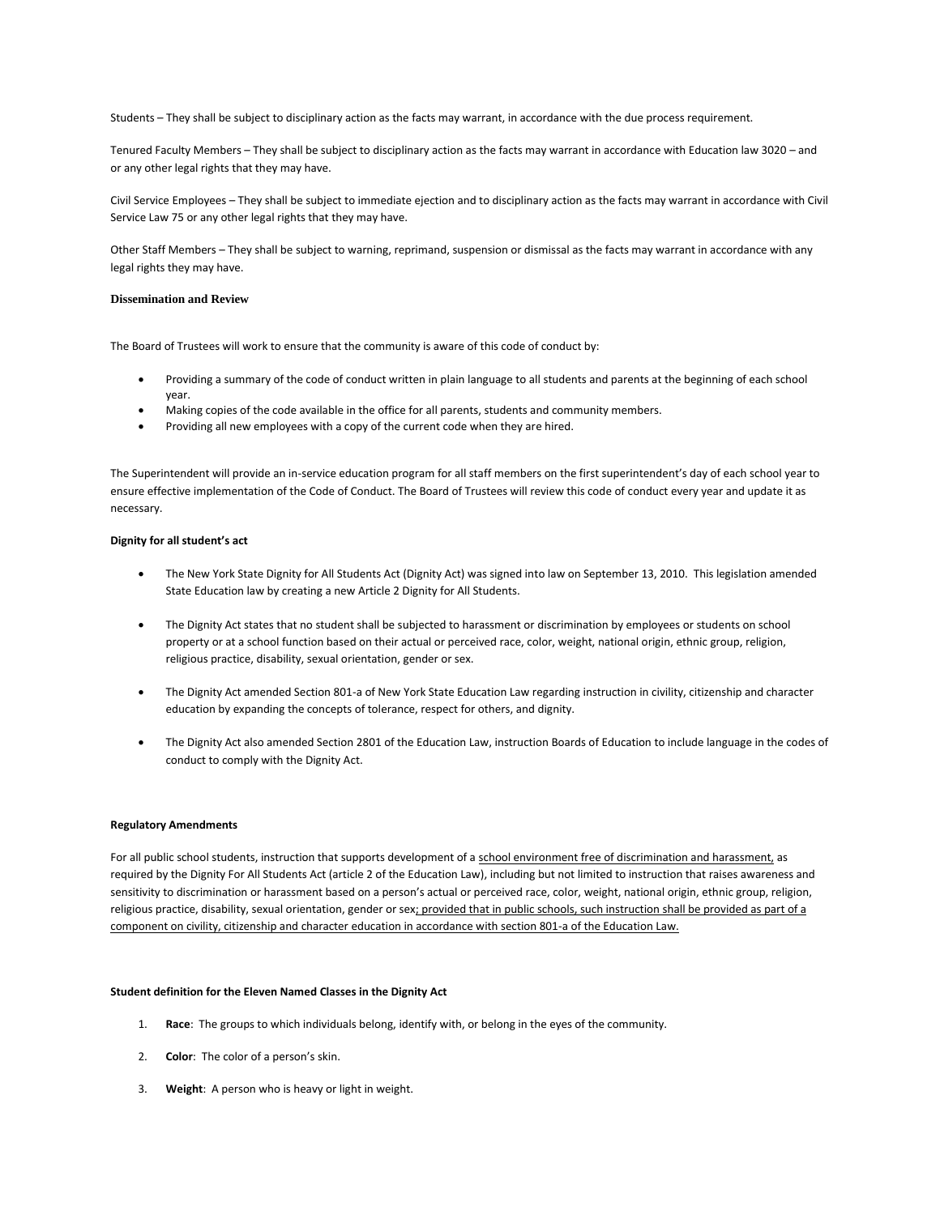Students – They shall be subject to disciplinary action as the facts may warrant, in accordance with the due process requirement.

Tenured Faculty Members – They shall be subject to disciplinary action as the facts may warrant in accordance with Education law 3020 – and or any other legal rights that they may have.

Civil Service Employees – They shall be subject to immediate ejection and to disciplinary action as the facts may warrant in accordance with Civil Service Law 75 or any other legal rights that they may have.

Other Staff Members – They shall be subject to warning, reprimand, suspension or dismissal as the facts may warrant in accordance with any legal rights they may have.

### Dissemination and Review

The Board of Trustees will work to ensure that the community is aware of this code of conduct by:

- Providing a summary of the code of conduct written in plain language to all students and parents at the beginning of each school year.
- Making copies of the code available in the office for all parents, students and community members.
- Providing all new employees with a copy of the current code when they are hired.

The Superintendent will provide an in-service education program for all staff members on the first superintendent's day of each school year to ensure effective implementation of the Code of Conduct. The Board of Trustees will review this code of conduct every year and update it as necessary.

**Dignity for all student's act**

- The New York State Dignity for All Students Act (Dignity Act) was signed into law on September 13, 2010. This legislation amended State Education law by creating a new Article 2 Dignity for All Students.
- The Dignity Act states that no student shall be subjected to harassment or discrimination by employees or students on school property or at a school function based on their actual or perceived race, color, weight, national origin, ethnic group, religion, religious practice, disability, sexual orientation, gender or sex.
- The Dignity Act amended Section 801-a of New York State Education Law regarding instruction in civility, citizenship and character education by expanding the concepts of tolerance, respect for others, and dignity.
- The Dignity Act also amended Section 2801 of the Education Law, instruction Boards of Education to include language in the codes of conduct to comply with the Dignity Act.

**Regulatory Amendments**

For all public school students, instruction that supports development of a school environment free of discrimination and harassment, as required by the Dignity For All Students Act (article 2 of the Education Law), including but not limited to instruction that raises awareness and sensitivity to discrimination or harassment based on a person's actual or perceived race, color, weight, national origin, ethnic group, religion, religious practice, disability, sexual orientation, gender or sex; provided that in public schools, such instruction shall be provided as part of a component on civility, citizenship and character education in accordance with section 801-a of the Education Law.

**Student definition for the Eleven Named Classes in the Dignity Act**

1. **Race**: The groups to which individuals belong, identify with, or belong in the eyes of the community.
2. **Color**: The color of a person's skin.
3. **Weight**: A person who is heavy or light in weight.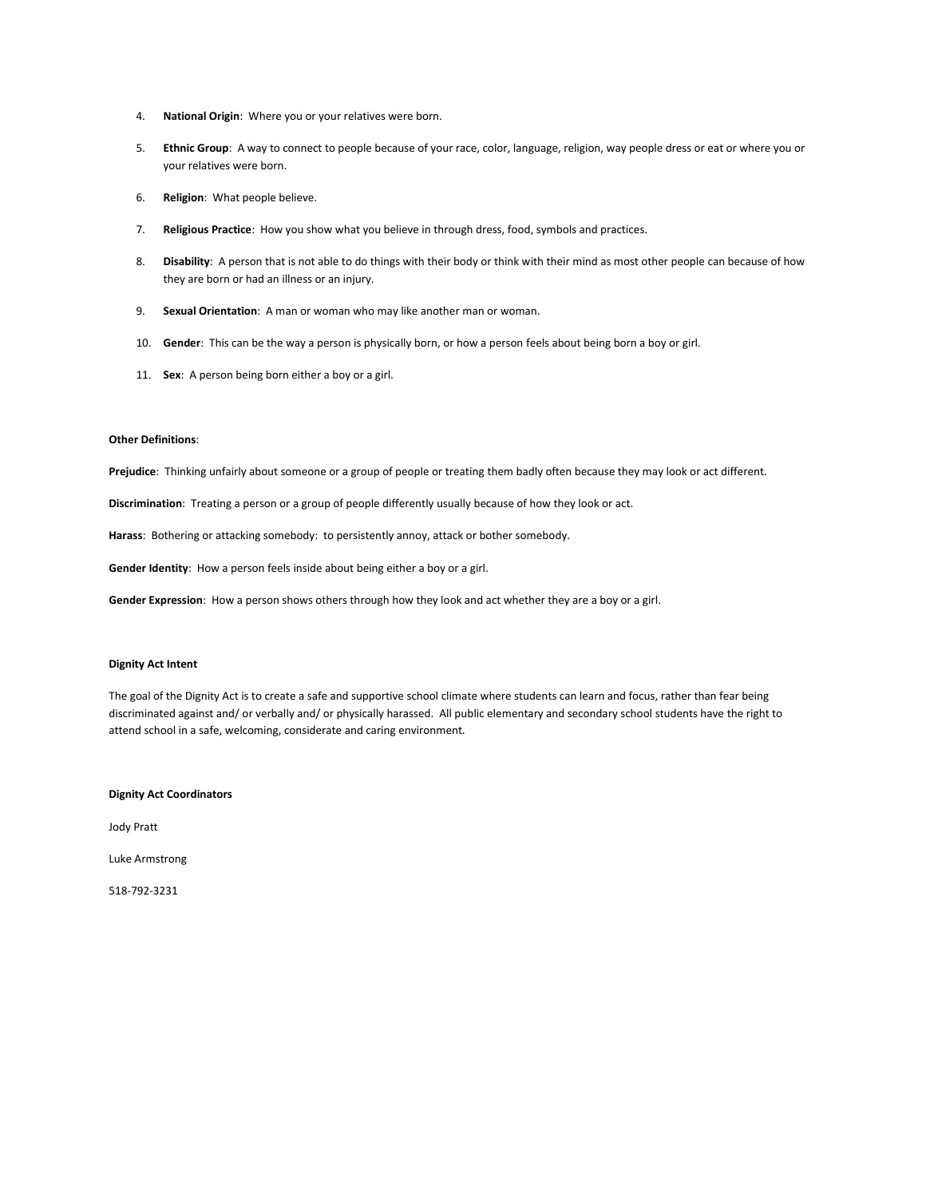4. **National Origin**: Where you or your relatives were born.
5. **Ethnic Group**: A way to connect to people because of your race, color, language, religion, way people dress or eat or where you or your relatives were born.
6. **Religion**: What people believe.
7. **Religious Practice**: How you show what you believe in through dress, food, symbols and practices.
8. **Disability**: A person that is not able to do things with their body or think with their mind as most other people can because of how they are born or had an illness or an injury.
9. **Sexual Orientation**: A man or woman who may like another man or woman.
10. **Gender**: This can be the way a person is physically born, or how a person feels about being born a boy or girl.
11. **Sex**: A person being born either a boy or a girl.

**Other Definitions**:

**Prejudice**: Thinking unfairly about someone or a group of people or treating them badly often because they may look or act different.

**Discrimination**: Treating a person or a group of people differently usually because of how they look or act.

**Harass**: Bothering or attacking somebody: to persistently annoy, attack or bother somebody.

**Gender Identity**: How a person feels inside about being either a boy or a girl.

**Gender Expression**: How a person shows others through how they look and act whether they are a boy or a girl.

**Dignity Act Intent**

The goal of the Dignity Act is to create a safe and supportive school climate where students can learn and focus, rather than fear being discriminated against and/ or verbally and/ or physically harassed. All public elementary and secondary school students have the right to attend school in a safe, welcoming, considerate and caring environment.

**Dignity Act Coordinators**

Jody Pratt

Luke Armstrong

518-792-3231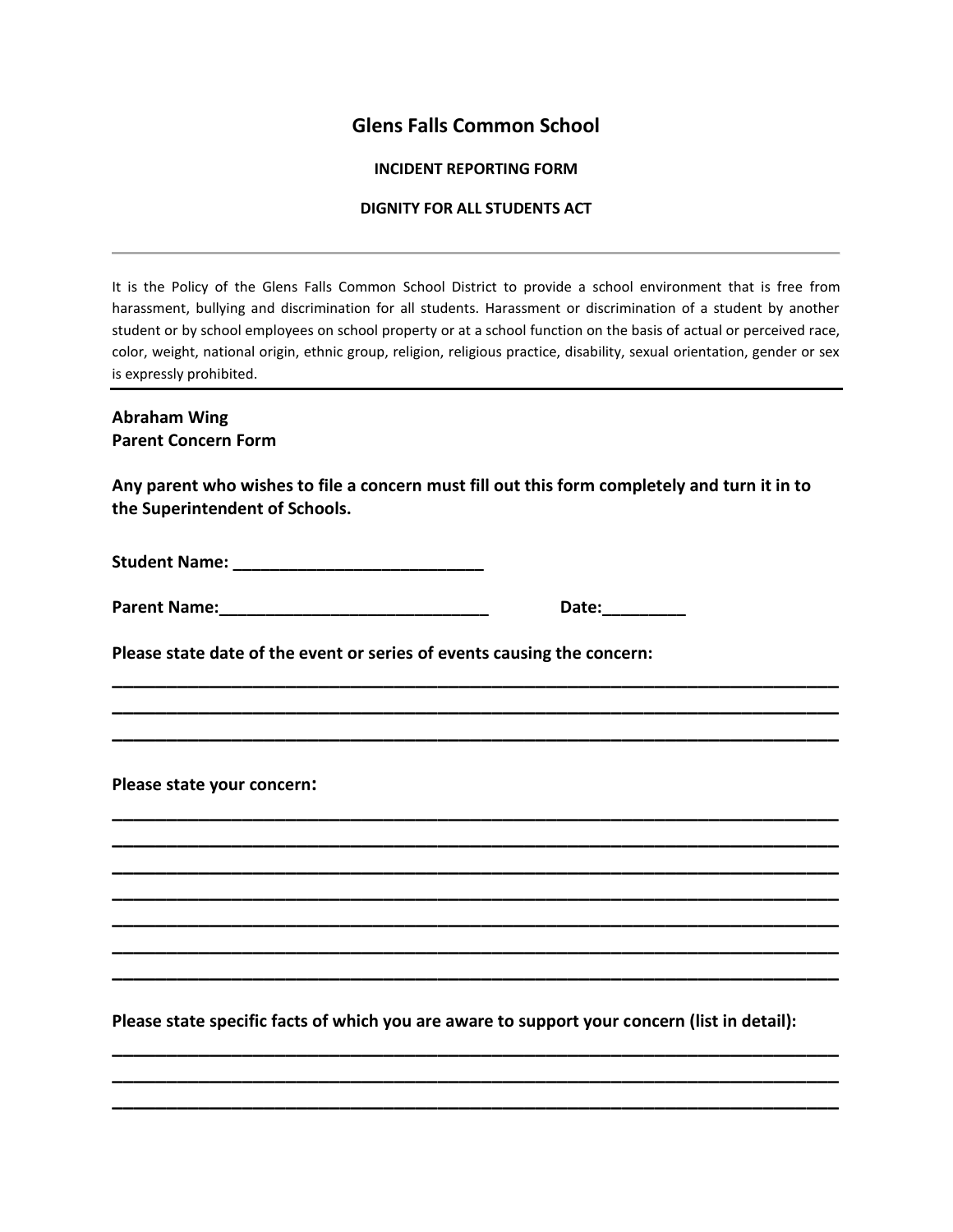# Glens Falls Common School

**INCIDENT REPORTING FORM**

**DIGNITY FOR ALL STUDENTS ACT**

---

It is the Policy of the Glens Falls Common School District to provide a school environment that is free from harassment, bullying and discrimination for all students. Harassment or discrimination of a student by another student or by school employees on school property or at a school function on the basis of actual or perceived race, color, weight, national origin, ethnic group, religion, religious practice, disability, sexual orientation, gender or sex is expressly prohibited.

---

**Abraham Wing**
**Parent Concern Form**

**Any parent who wishes to file a concern must fill out this form completely and turn it in to the Superintendent of Schools.**

**Student Name:** ___________________________

**Parent Name:**_____________________________ **Date:**_________

**Please state date of the event or series of events causing the concern:**

_____________________________________________________________________________
_____________________________________________________________________________
_____________________________________________________________________________

**Please state your concern:**

_____________________________________________________________________________
_____________________________________________________________________________
_____________________________________________________________________________
_____________________________________________________________________________
_____________________________________________________________________________
_____________________________________________________________________________
_____________________________________________________________________________

**Please state specific facts of which you are aware to support your concern (list in detail):**

_____________________________________________________________________________
_____________________________________________________________________________
_____________________________________________________________________________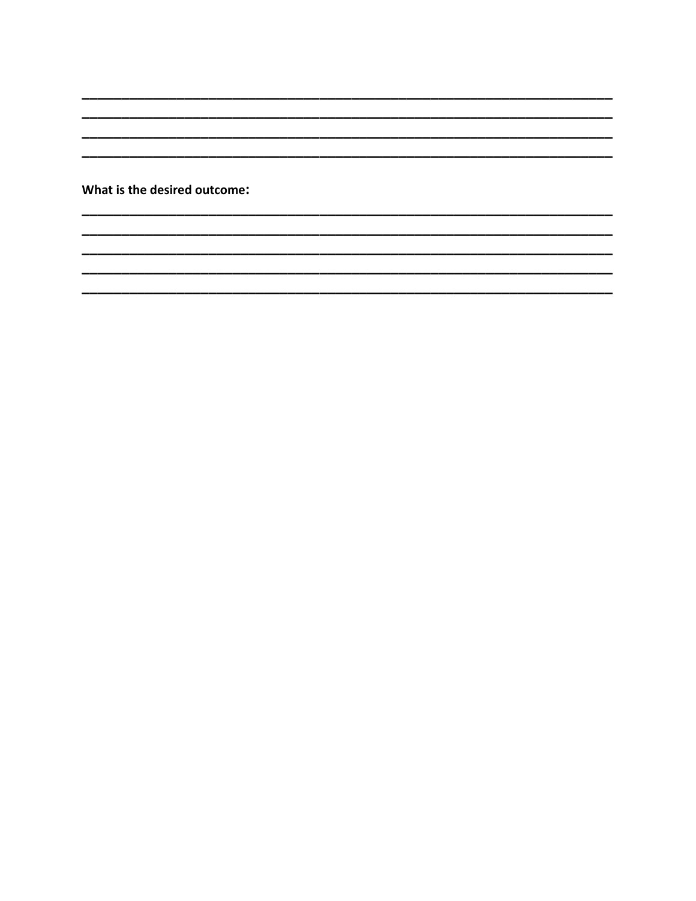______________________________________________________________________________
______________________________________________________________________________
______________________________________________________________________________
______________________________________________________________________________

**What is the desired outcome:**

______________________________________________________________________________
______________________________________________________________________________
______________________________________________________________________________
______________________________________________________________________________
______________________________________________________________________________